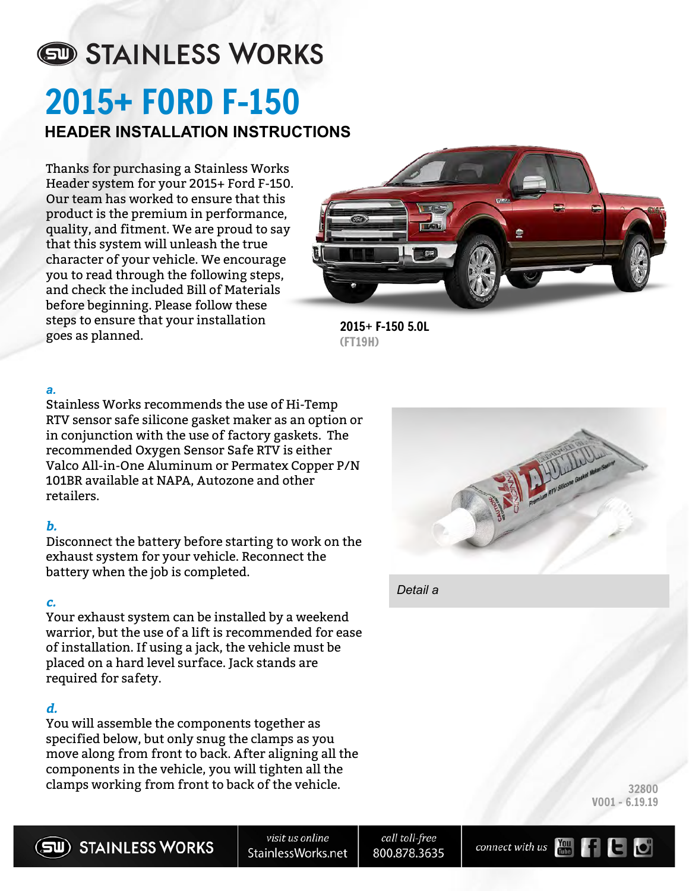# STAINLESS WORKS

# 2015+ FORD F-150

## HEADER INSTALLATION INSTRUCTIONS

Thanks for purchasing a Stainless Works Header system for your 2015+ Ford F-150. Our team has worked to ensure that this product is the premium in performance, quality, and fitment. We are proud to say that this system will unleash the true character of your vehicle. We encourage you to read through the following steps, and check the included Bill of Materials before beginning. Please follow these steps to ensure that your installation goes as planned.

**2015+ F-150 5.0L**
**(FT19H)**

***a.***
Stainless Works recommends the use of Hi-Temp RTV sensor safe silicone gasket maker as an option or in conjunction with the use of factory gaskets. The recommended Oxygen Sensor Safe RTV is either Valco All-in-One Aluminum or Permatex Copper P/N 101BR available at NAPA, Autozone and other retailers.

*Detail a*

***b.***
Disconnect the battery before starting to work on the exhaust system for your vehicle. Reconnect the battery when the job is completed.

***c.***
Your exhaust system can be installed by a weekend warrior, but the use of a lift is recommended for ease of installation. If using a jack, the vehicle must be placed on a hard level surface. Jack stands are required for safety.

***d.***
You will assemble the components together as specified below, but only snug the clamps as you move along from front to back. After aligning all the components in the vehicle, you will tighten all the clamps working from front to back of the vehicle.

32800
V001 - 6.19.19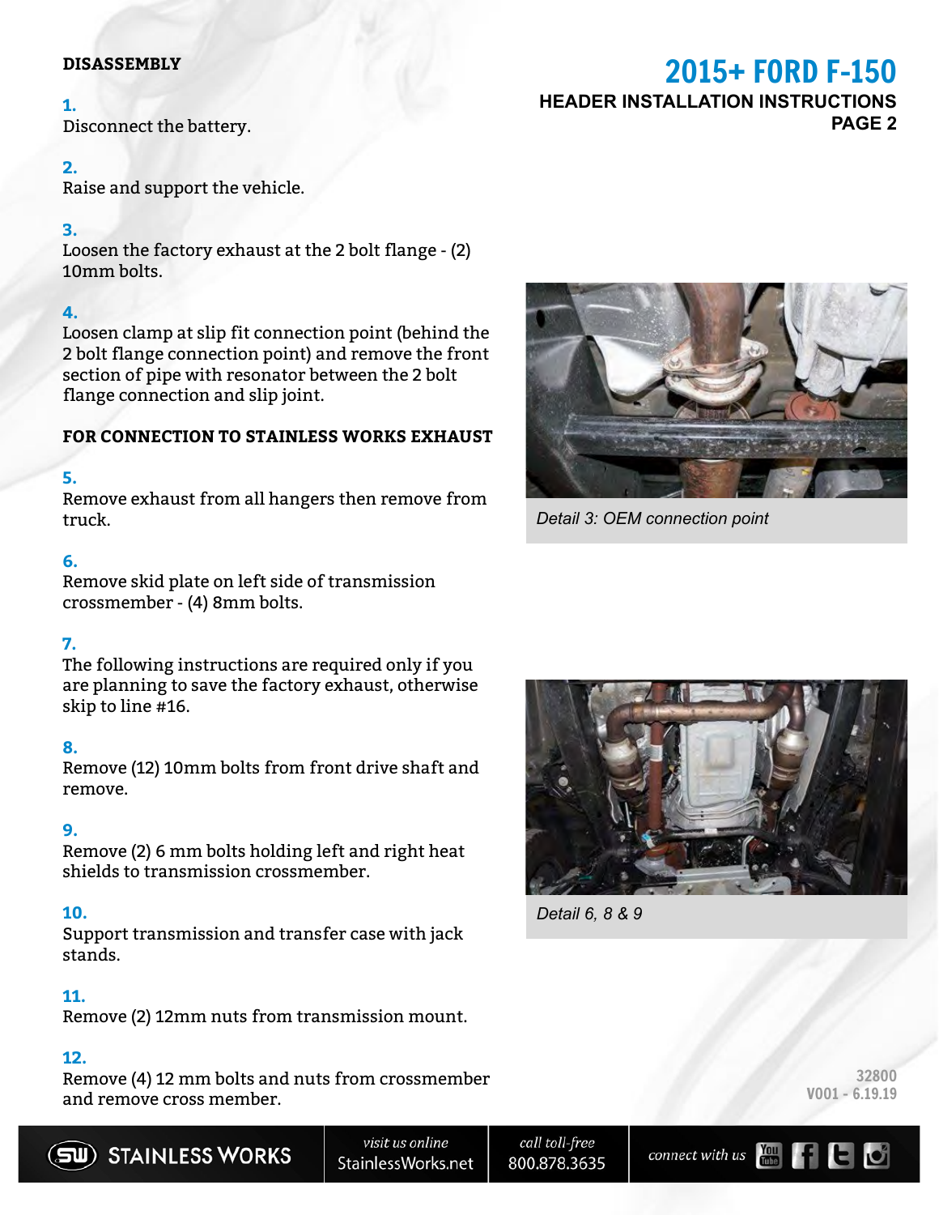## DISASSEMBLY

**1.**
Disconnect the battery.

**2.**
Raise and support the vehicle.

**3.**
Loosen the factory exhaust at the 2 bolt flange - (2) 10mm bolts.

**4.**
Loosen clamp at slip fit connection point (behind the 2 bolt flange connection point) and remove the front section of pipe with resonator between the 2 bolt flange connection and slip joint.

*Detail 3: OEM connection point*

## FOR CONNECTION TO STAINLESS WORKS EXHAUST

**5.**
Remove exhaust from all hangers then remove from truck.

**6.**
Remove skid plate on left side of transmission crossmember - (4) 8mm bolts.

**7.**
The following instructions are required only if you are planning to save the factory exhaust, otherwise skip to line #16.

**8.**
Remove (12) 10mm bolts from front drive shaft and remove.

**9.**
Remove (2) 6 mm bolts holding left and right heat shields to transmission crossmember.

*Detail 6, 8 & 9*

**10.**
Support transmission and transfer case with jack stands.

**11.**
Remove (2) 12mm nuts from transmission mount.

**12.**
Remove (4) 12 mm bolts and nuts from crossmember and remove cross member.

32800
V001 - 6.19.19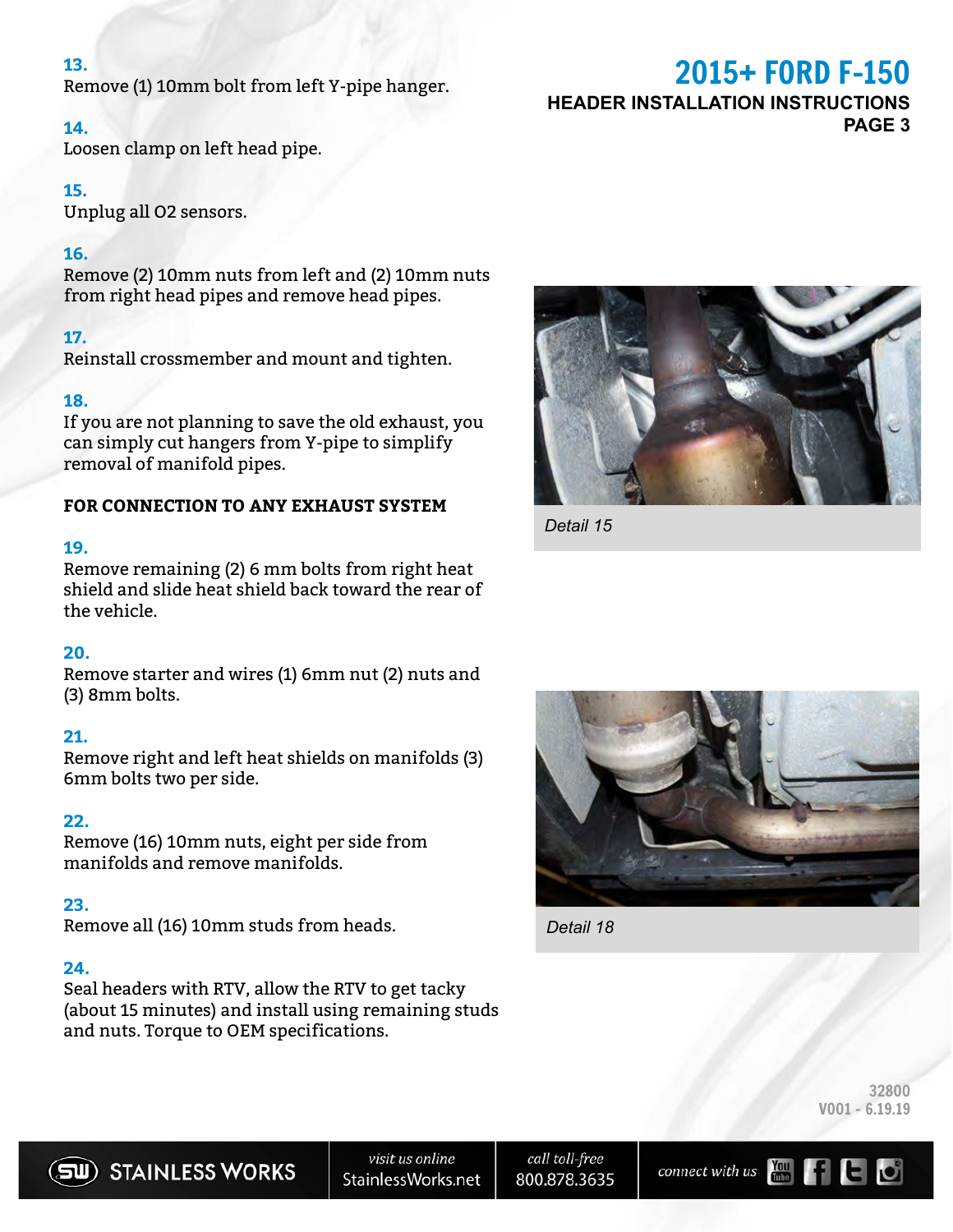**13.**
Remove (1) 10mm bolt from left Y-pipe hanger.

**14.**
Loosen clamp on left head pipe.

**15.**
Unplug all O2 sensors.

**16.**
Remove (2) 10mm nuts from left and (2) 10mm nuts from right head pipes and remove head pipes.

**17.**
Reinstall crossmember and mount and tighten.

**18.**
If you are not planning to save the old exhaust, you can simply cut hangers from Y-pipe to simplify removal of manifold pipes.

**FOR CONNECTION TO ANY EXHAUST SYSTEM**

**19.**
Remove remaining (2) 6 mm bolts from right heat shield and slide heat shield back toward the rear of the vehicle.

**20.**
Remove starter and wires (1) 6mm nut (2) nuts and (3) 8mm bolts.

**21.**
Remove right and left heat shields on manifolds (3) 6mm bolts two per side.

**22.**
Remove (16) 10mm nuts, eight per side from manifolds and remove manifolds.

**23.**
Remove all (16) 10mm studs from heads.

**24.**
Seal headers with RTV, allow the RTV to get tacky (about 15 minutes) and install using remaining studs and nuts. Torque to OEM specifications.

*Detail 15*

*Detail 18*

32800
V001 - 6.19.19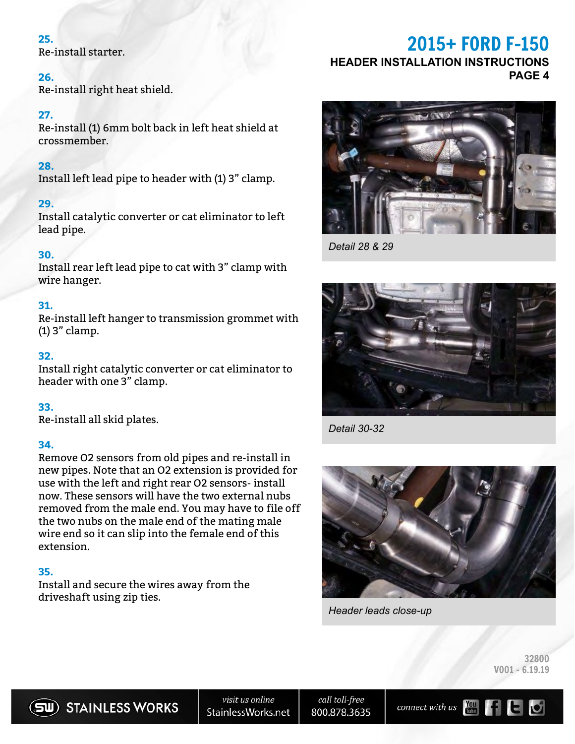**25.**
Re-install starter.

**26.**
Re-install right heat shield.

**27.**
Re-install (1) 6mm bolt back in left heat shield at crossmember.

**28.**
Install left lead pipe to header with (1) 3” clamp.

**29.**
Install catalytic converter or cat eliminator to left lead pipe.

**30.**
Install rear left lead pipe to cat with 3” clamp with wire hanger.

**31.**
Re-install left hanger to transmission grommet with (1) 3” clamp.

**32.**
Install right catalytic converter or cat eliminator to header with one 3” clamp.

**33.**
Re-install all skid plates.

**34.**
Remove O2 sensors from old pipes and re-install in new pipes. Note that an O2 extension is provided for use with the left and right rear O2 sensors- install now. These sensors will have the two external nubs removed from the male end. You may have to file off the two nubs on the male end of the mating male wire end so it can slip into the female end of this extension.

**35.**
Install and secure the wires away from the driveshaft using zip ties.

*Detail 28 & 29*

*Detail 30-32*

*Header leads close-up*

32800
V001 - 6.19.19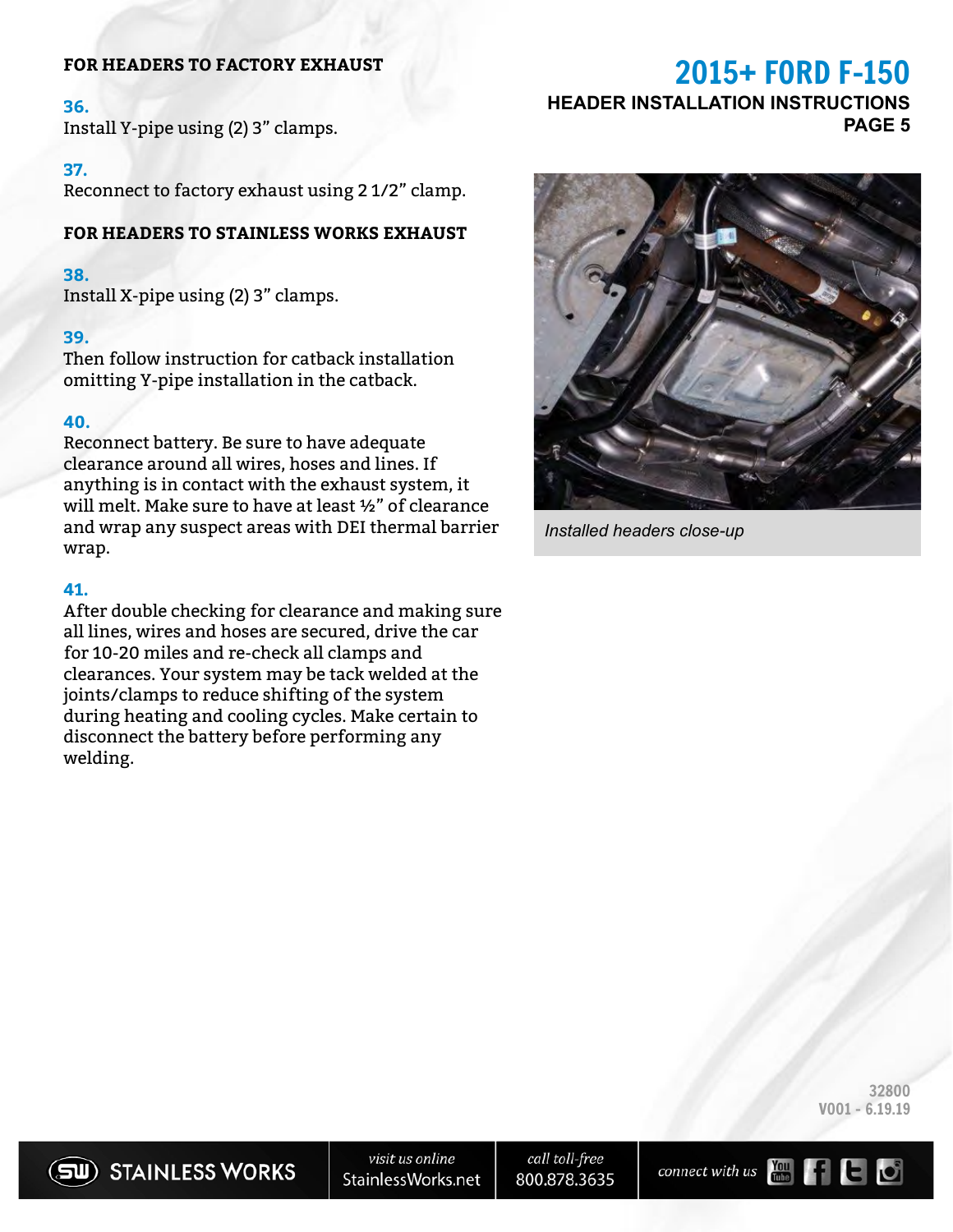### FOR HEADERS TO FACTORY EXHAUST

**36.**
Install Y-pipe using (2) 3” clamps.

**37.**
Reconnect to factory exhaust using 2 1/2” clamp.

### FOR HEADERS TO STAINLESS WORKS EXHAUST

**38.**
Install X-pipe using (2) 3” clamps.

**39.**
Then follow instruction for catback installation omitting Y-pipe installation in the catback.

**40.**
Reconnect battery. Be sure to have adequate clearance around all wires, hoses and lines. If anything is in contact with the exhaust system, it will melt. Make sure to have at least ½” of clearance and wrap any suspect areas with DEI thermal barrier wrap.

**41.**
After double checking for clearance and making sure all lines, wires and hoses are secured, drive the car for 10-20 miles and re-check all clamps and clearances. Your system may be tack welded at the joints/clamps to reduce shifting of the system during heating and cooling cycles. Make certain to disconnect the battery before performing any welding.

*Installed headers close-up*

32800
V001 - 6.19.19